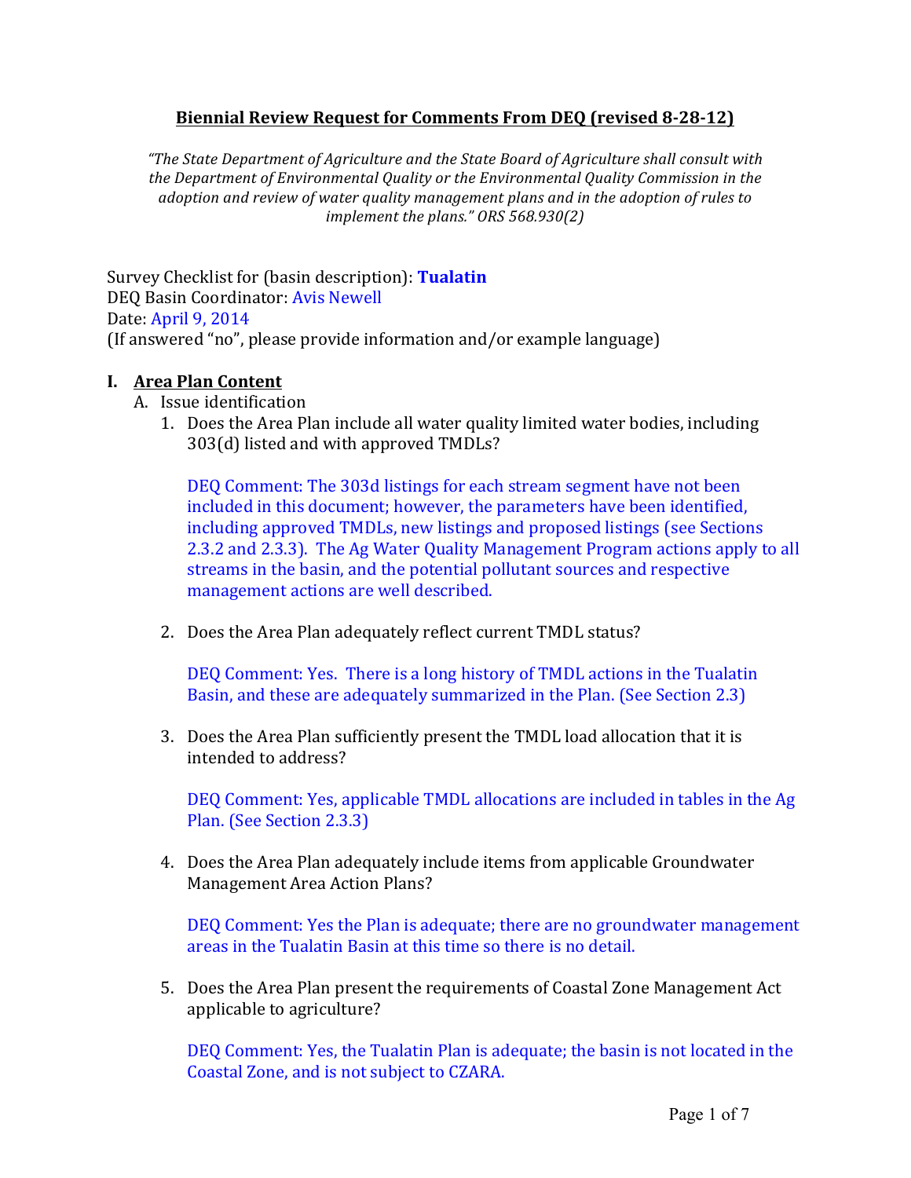# **Biennial Review Request for Comments From DEQ (revised 8-28-12)**

*"The State Department of Agriculture and the State Board of Agriculture shall consult with the Department of Environmental Quality or the Environmental Quality Commission in the adoption and review of water quality management plans and in the adoption of rules to implement the plans." ORS 568.930(2)*

Survey Checklist for (basin description): **Tualatin**
DEQ Basin Coordinator: Avis Newell
Date: April 9, 2014
(If answered "no", please provide information and/or example language)

## I. Area Plan Content

A. Issue identification

1. Does the Area Plan include all water quality limited water bodies, including 303(d) listed and with approved TMDLs?

   DEQ Comment: The 303d listings for each stream segment have not been included in this document; however, the parameters have been identified, including approved TMDLs, new listings and proposed listings (see Sections 2.3.2 and 2.3.3). The Ag Water Quality Management Program actions apply to all streams in the basin, and the potential pollutant sources and respective management actions are well described.

2. Does the Area Plan adequately reflect current TMDL status?

   DEQ Comment: Yes. There is a long history of TMDL actions in the Tualatin Basin, and these are adequately summarized in the Plan. (See Section 2.3)

3. Does the Area Plan sufficiently present the TMDL load allocation that it is intended to address?

   DEQ Comment: Yes, applicable TMDL allocations are included in tables in the Ag Plan. (See Section 2.3.3)

4. Does the Area Plan adequately include items from applicable Groundwater Management Area Action Plans?

   DEQ Comment: Yes the Plan is adequate; there are no groundwater management areas in the Tualatin Basin at this time so there is no detail.

5. Does the Area Plan present the requirements of Coastal Zone Management Act applicable to agriculture?

   DEQ Comment: Yes, the Tualatin Plan is adequate; the basin is not located in the Coastal Zone, and is not subject to CZARA.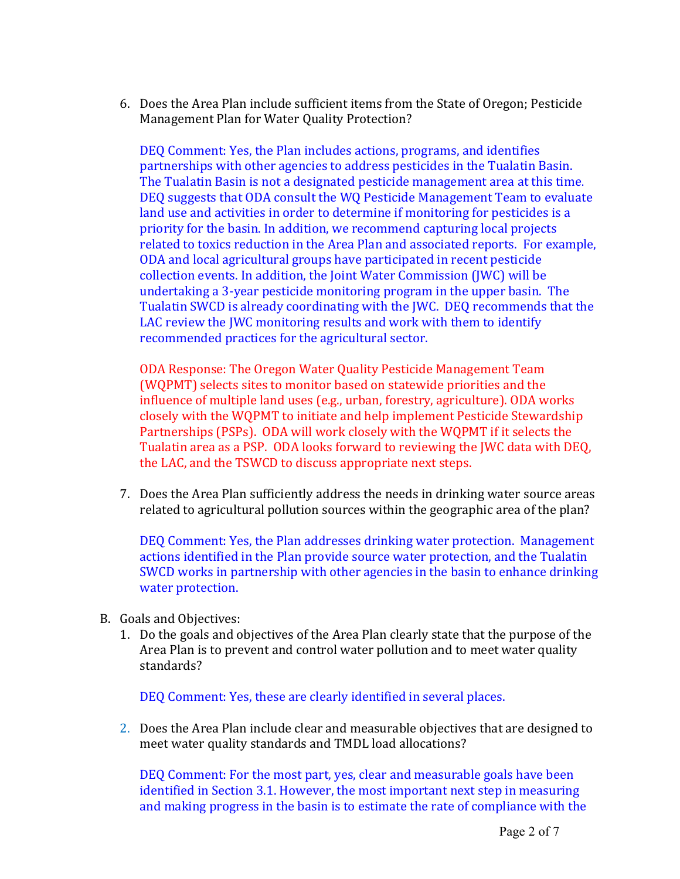6. Does the Area Plan include sufficient items from the State of Oregon; Pesticide Management Plan for Water Quality Protection?

   DEQ Comment: Yes, the Plan includes actions, programs, and identifies partnerships with other agencies to address pesticides in the Tualatin Basin. The Tualatin Basin is not a designated pesticide management area at this time. DEQ suggests that ODA consult the WQ Pesticide Management Team to evaluate land use and activities in order to determine if monitoring for pesticides is a priority for the basin. In addition, we recommend capturing local projects related to toxics reduction in the Area Plan and associated reports. For example, ODA and local agricultural groups have participated in recent pesticide collection events. In addition, the Joint Water Commission (JWC) will be undertaking a 3-year pesticide monitoring program in the upper basin. The Tualatin SWCD is already coordinating with the JWC. DEQ recommends that the LAC review the JWC monitoring results and work with them to identify recommended practices for the agricultural sector.

   ODA Response: The Oregon Water Quality Pesticide Management Team (WQPMT) selects sites to monitor based on statewide priorities and the influence of multiple land uses (e.g., urban, forestry, agriculture). ODA works closely with the WQPMT to initiate and help implement Pesticide Stewardship Partnerships (PSPs). ODA will work closely with the WQPMT if it selects the Tualatin area as a PSP. ODA looks forward to reviewing the JWC data with DEQ, the LAC, and the TSWCD to discuss appropriate next steps.

7. Does the Area Plan sufficiently address the needs in drinking water source areas related to agricultural pollution sources within the geographic area of the plan?

   DEQ Comment: Yes, the Plan addresses drinking water protection. Management actions identified in the Plan provide source water protection, and the Tualatin SWCD works in partnership with other agencies in the basin to enhance drinking water protection.

B. Goals and Objectives:

   1. Do the goals and objectives of the Area Plan clearly state that the purpose of the Area Plan is to prevent and control water pollution and to meet water quality standards?

      DEQ Comment: Yes, these are clearly identified in several places.

   2. Does the Area Plan include clear and measurable objectives that are designed to meet water quality standards and TMDL load allocations?

      DEQ Comment: For the most part, yes, clear and measurable goals have been identified in Section 3.1. However, the most important next step in measuring and making progress in the basin is to estimate the rate of compliance with the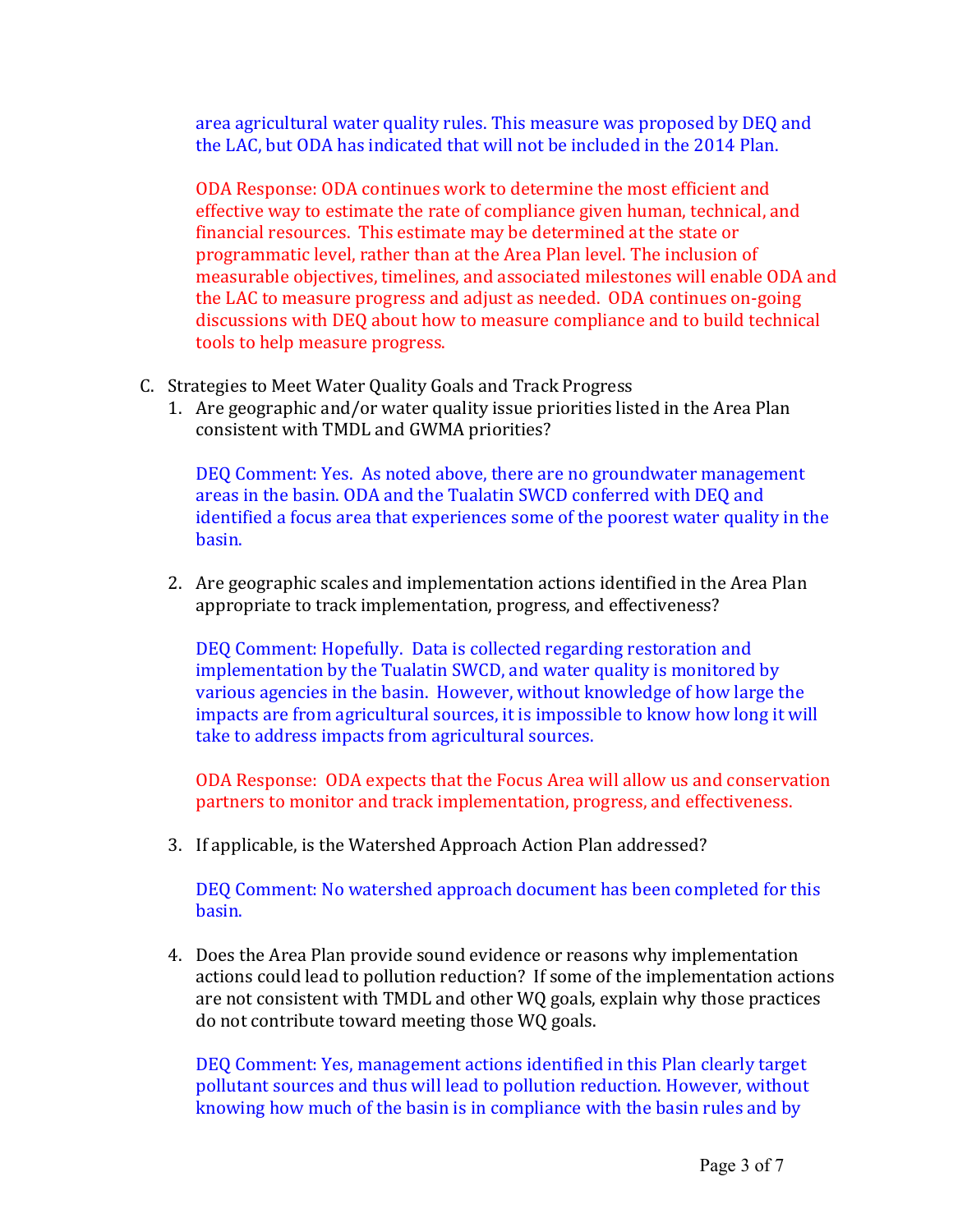area agricultural water quality rules. This measure was proposed by DEQ and the LAC, but ODA has indicated that will not be included in the 2014 Plan.

ODA Response: ODA continues work to determine the most efficient and effective way to estimate the rate of compliance given human, technical, and financial resources. This estimate may be determined at the state or programmatic level, rather than at the Area Plan level. The inclusion of measurable objectives, timelines, and associated milestones will enable ODA and the LAC to measure progress and adjust as needed. ODA continues on-going discussions with DEQ about how to measure compliance and to build technical tools to help measure progress.

C. Strategies to Meet Water Quality Goals and Track Progress

1. Are geographic and/or water quality issue priorities listed in the Area Plan consistent with TMDL and GWMA priorities?

   DEQ Comment: Yes. As noted above, there are no groundwater management areas in the basin. ODA and the Tualatin SWCD conferred with DEQ and identified a focus area that experiences some of the poorest water quality in the basin.

2. Are geographic scales and implementation actions identified in the Area Plan appropriate to track implementation, progress, and effectiveness?

   DEQ Comment: Hopefully. Data is collected regarding restoration and implementation by the Tualatin SWCD, and water quality is monitored by various agencies in the basin. However, without knowledge of how large the impacts are from agricultural sources, it is impossible to know how long it will take to address impacts from agricultural sources.

   ODA Response: ODA expects that the Focus Area will allow us and conservation partners to monitor and track implementation, progress, and effectiveness.

3. If applicable, is the Watershed Approach Action Plan addressed?

   DEQ Comment: No watershed approach document has been completed for this basin.

4. Does the Area Plan provide sound evidence or reasons why implementation actions could lead to pollution reduction? If some of the implementation actions are not consistent with TMDL and other WQ goals, explain why those practices do not contribute toward meeting those WQ goals.

   DEQ Comment: Yes, management actions identified in this Plan clearly target pollutant sources and thus will lead to pollution reduction. However, without knowing how much of the basin is in compliance with the basin rules and by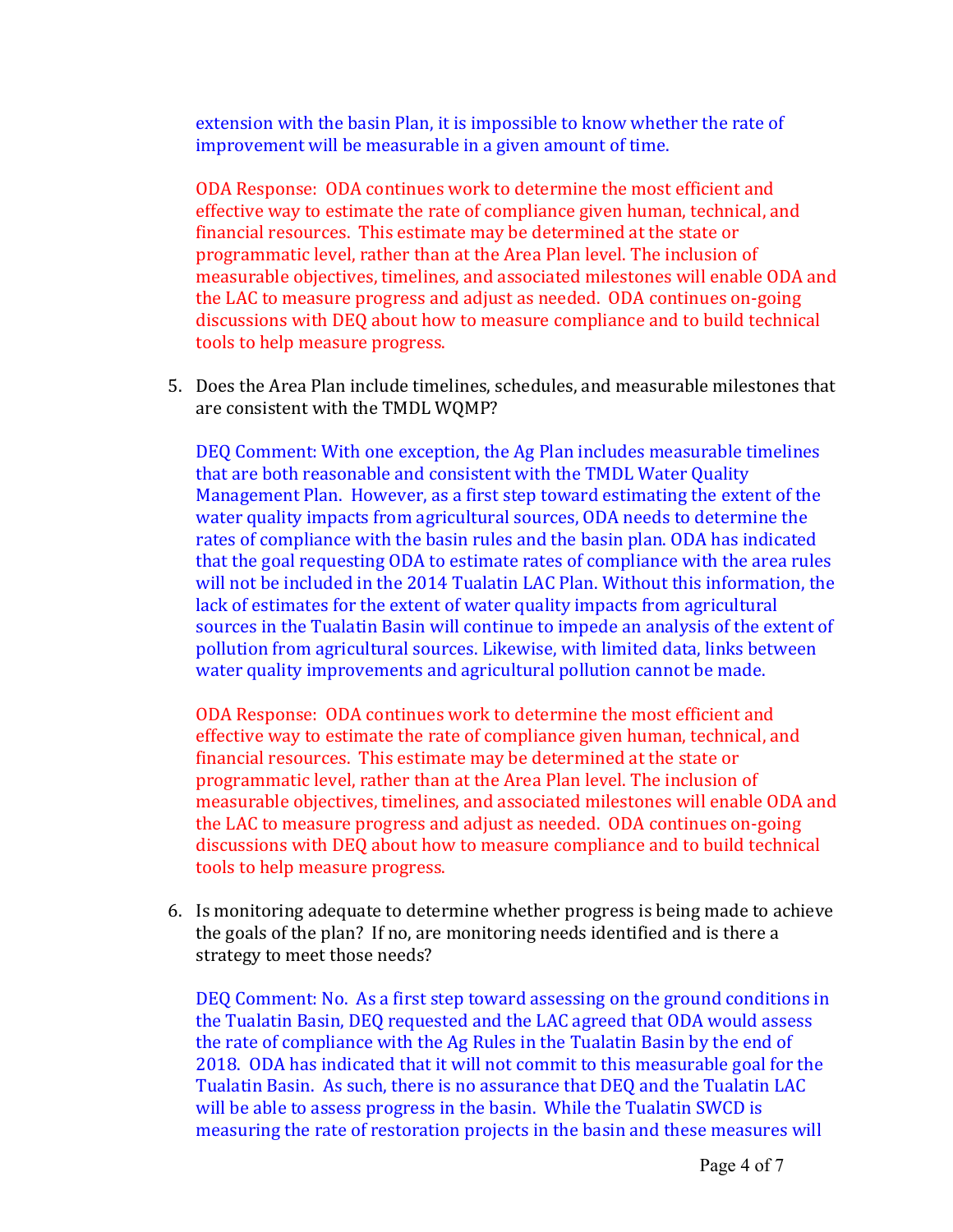extension with the basin Plan, it is impossible to know whether the rate of improvement will be measurable in a given amount of time.

ODA Response: ODA continues work to determine the most efficient and effective way to estimate the rate of compliance given human, technical, and financial resources. This estimate may be determined at the state or programmatic level, rather than at the Area Plan level. The inclusion of measurable objectives, timelines, and associated milestones will enable ODA and the LAC to measure progress and adjust as needed. ODA continues on-going discussions with DEQ about how to measure compliance and to build technical tools to help measure progress.

5. Does the Area Plan include timelines, schedules, and measurable milestones that are consistent with the TMDL WQMP?

   DEQ Comment: With one exception, the Ag Plan includes measurable timelines that are both reasonable and consistent with the TMDL Water Quality Management Plan. However, as a first step toward estimating the extent of the water quality impacts from agricultural sources, ODA needs to determine the rates of compliance with the basin rules and the basin plan. ODA has indicated that the goal requesting ODA to estimate rates of compliance with the area rules will not be included in the 2014 Tualatin LAC Plan. Without this information, the lack of estimates for the extent of water quality impacts from agricultural sources in the Tualatin Basin will continue to impede an analysis of the extent of pollution from agricultural sources. Likewise, with limited data, links between water quality improvements and agricultural pollution cannot be made.

   ODA Response: ODA continues work to determine the most efficient and effective way to estimate the rate of compliance given human, technical, and financial resources. This estimate may be determined at the state or programmatic level, rather than at the Area Plan level. The inclusion of measurable objectives, timelines, and associated milestones will enable ODA and the LAC to measure progress and adjust as needed. ODA continues on-going discussions with DEQ about how to measure compliance and to build technical tools to help measure progress.

6. Is monitoring adequate to determine whether progress is being made to achieve the goals of the plan? If no, are monitoring needs identified and is there a strategy to meet those needs?

   DEQ Comment: No. As a first step toward assessing on the ground conditions in the Tualatin Basin, DEQ requested and the LAC agreed that ODA would assess the rate of compliance with the Ag Rules in the Tualatin Basin by the end of 2018. ODA has indicated that it will not commit to this measurable goal for the Tualatin Basin. As such, there is no assurance that DEQ and the Tualatin LAC will be able to assess progress in the basin. While the Tualatin SWCD is measuring the rate of restoration projects in the basin and these measures will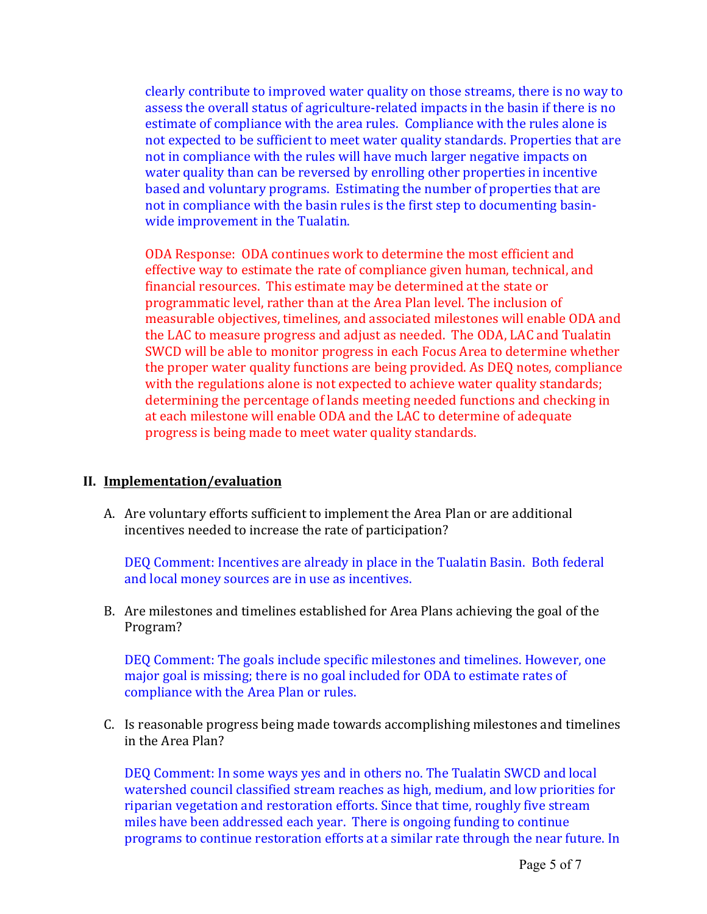clearly contribute to improved water quality on those streams, there is no way to assess the overall status of agriculture-related impacts in the basin if there is no estimate of compliance with the area rules. Compliance with the rules alone is not expected to be sufficient to meet water quality standards. Properties that are not in compliance with the rules will have much larger negative impacts on water quality than can be reversed by enrolling other properties in incentive based and voluntary programs. Estimating the number of properties that are not in compliance with the basin rules is the first step to documenting basin-wide improvement in the Tualatin.

ODA Response: ODA continues work to determine the most efficient and effective way to estimate the rate of compliance given human, technical, and financial resources. This estimate may be determined at the state or programmatic level, rather than at the Area Plan level. The inclusion of measurable objectives, timelines, and associated milestones will enable ODA and the LAC to measure progress and adjust as needed. The ODA, LAC and Tualatin SWCD will be able to monitor progress in each Focus Area to determine whether the proper water quality functions are being provided. As DEQ notes, compliance with the regulations alone is not expected to achieve water quality standards; determining the percentage of lands meeting needed functions and checking in at each milestone will enable ODA and the LAC to determine of adequate progress is being made to meet water quality standards.

## II. Implementation/evaluation

A. Are voluntary efforts sufficient to implement the Area Plan or are additional incentives needed to increase the rate of participation?

   DEQ Comment: Incentives are already in place in the Tualatin Basin. Both federal and local money sources are in use as incentives.

B. Are milestones and timelines established for Area Plans achieving the goal of the Program?

   DEQ Comment: The goals include specific milestones and timelines. However, one major goal is missing; there is no goal included for ODA to estimate rates of compliance with the Area Plan or rules.

C. Is reasonable progress being made towards accomplishing milestones and timelines in the Area Plan?

   DEQ Comment: In some ways yes and in others no. The Tualatin SWCD and local watershed council classified stream reaches as high, medium, and low priorities for riparian vegetation and restoration efforts. Since that time, roughly five stream miles have been addressed each year. There is ongoing funding to continue programs to continue restoration efforts at a similar rate through the near future. In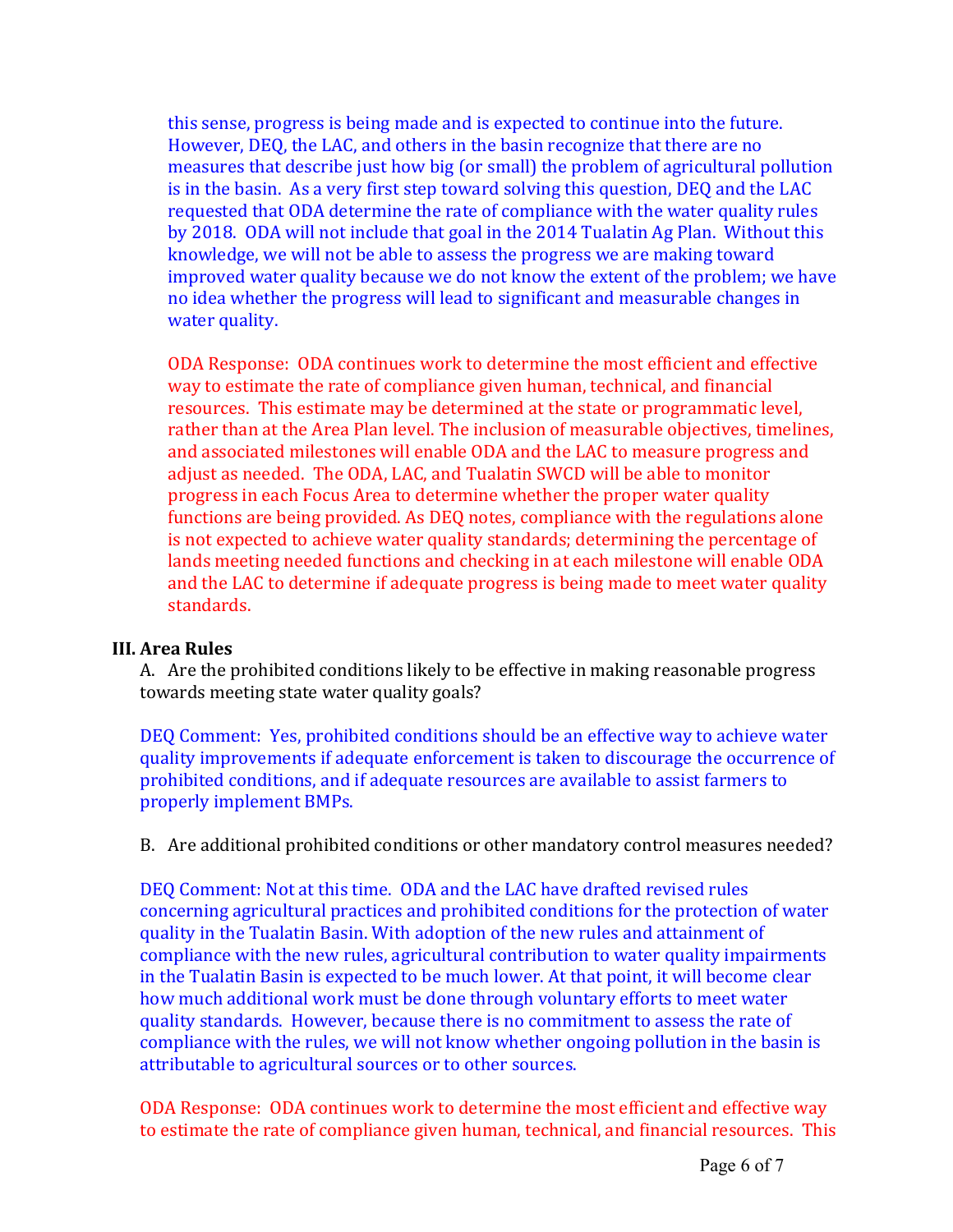this sense, progress is being made and is expected to continue into the future. However, DEQ, the LAC, and others in the basin recognize that there are no measures that describe just how big (or small) the problem of agricultural pollution is in the basin. As a very first step toward solving this question, DEQ and the LAC requested that ODA determine the rate of compliance with the water quality rules by 2018. ODA will not include that goal in the 2014 Tualatin Ag Plan. Without this knowledge, we will not be able to assess the progress we are making toward improved water quality because we do not know the extent of the problem; we have no idea whether the progress will lead to significant and measurable changes in water quality.

ODA Response: ODA continues work to determine the most efficient and effective way to estimate the rate of compliance given human, technical, and financial resources. This estimate may be determined at the state or programmatic level, rather than at the Area Plan level. The inclusion of measurable objectives, timelines, and associated milestones will enable ODA and the LAC to measure progress and adjust as needed. The ODA, LAC, and Tualatin SWCD will be able to monitor progress in each Focus Area to determine whether the proper water quality functions are being provided. As DEQ notes, compliance with the regulations alone is not expected to achieve water quality standards; determining the percentage of lands meeting needed functions and checking in at each milestone will enable ODA and the LAC to determine if adequate progress is being made to meet water quality standards.

## III. Area Rules

A. Are the prohibited conditions likely to be effective in making reasonable progress towards meeting state water quality goals?

DEQ Comment: Yes, prohibited conditions should be an effective way to achieve water quality improvements if adequate enforcement is taken to discourage the occurrence of prohibited conditions, and if adequate resources are available to assist farmers to properly implement BMPs.

B. Are additional prohibited conditions or other mandatory control measures needed?

DEQ Comment: Not at this time. ODA and the LAC have drafted revised rules concerning agricultural practices and prohibited conditions for the protection of water quality in the Tualatin Basin. With adoption of the new rules and attainment of compliance with the new rules, agricultural contribution to water quality impairments in the Tualatin Basin is expected to be much lower. At that point, it will become clear how much additional work must be done through voluntary efforts to meet water quality standards. However, because there is no commitment to assess the rate of compliance with the rules, we will not know whether ongoing pollution in the basin is attributable to agricultural sources or to other sources.

ODA Response: ODA continues work to determine the most efficient and effective way to estimate the rate of compliance given human, technical, and financial resources. This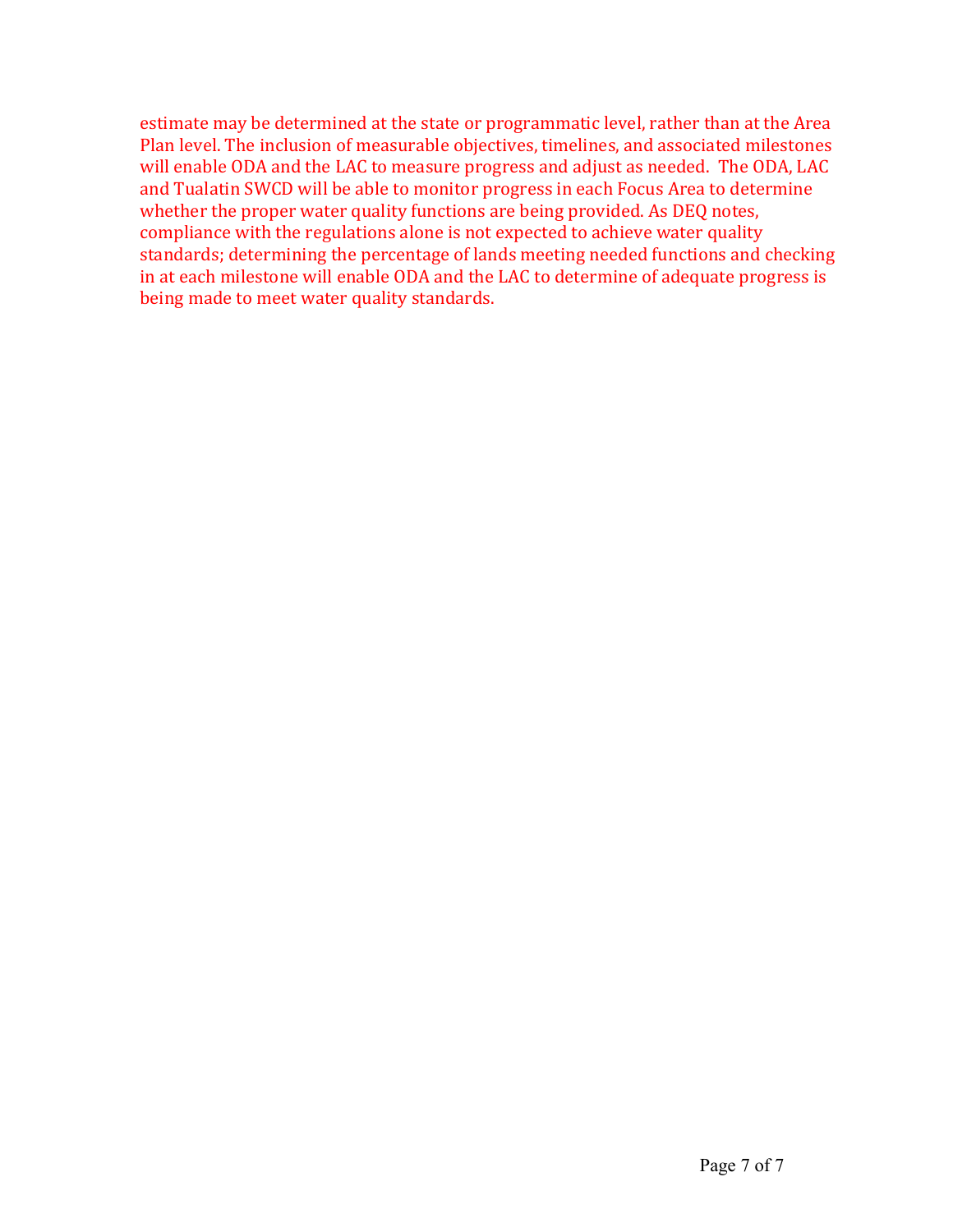estimate may be determined at the state or programmatic level, rather than at the Area Plan level. The inclusion of measurable objectives, timelines, and associated milestones will enable ODA and the LAC to measure progress and adjust as needed. The ODA, LAC and Tualatin SWCD will be able to monitor progress in each Focus Area to determine whether the proper water quality functions are being provided. As DEQ notes, compliance with the regulations alone is not expected to achieve water quality standards; determining the percentage of lands meeting needed functions and checking in at each milestone will enable ODA and the LAC to determine of adequate progress is being made to meet water quality standards.